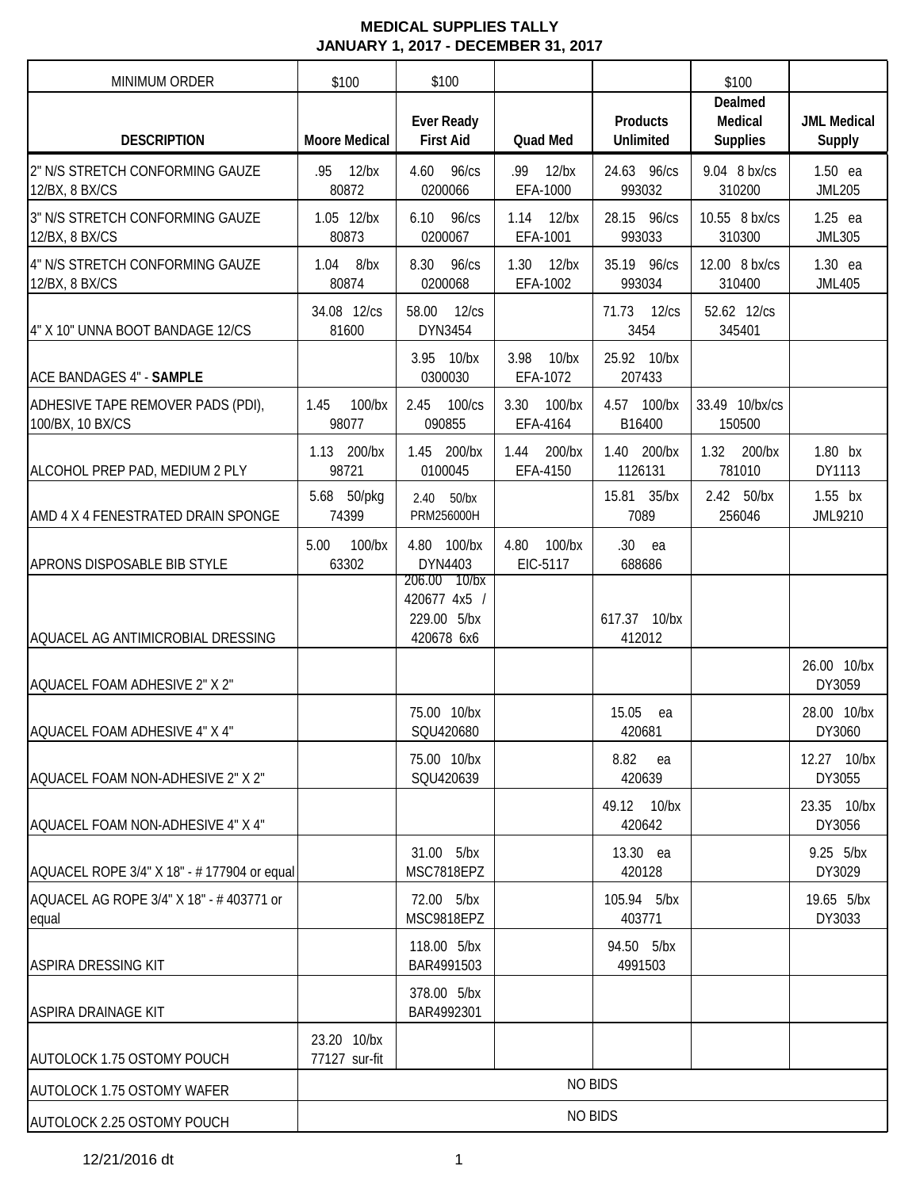# MEDICAL SUPPLIES TALLY
## JANUARY 1, 2017 - DECEMBER 31, 2017

| MINIMUM ORDER | $100 | $100 | | | $100 | |
|---|---|---|---|---|---|---|
| **DESCRIPTION** | **Moore Medical** | **Ever Ready First Aid** | **Quad Med** | **Products Unlimited** | **Dealmed Medical Supplies** | **JML Medical Supply** |
| 2" N/S STRETCH CONFORMING GAUZE 12/BX, 8 BX/CS | .95 12/bx 80872 | 4.60 96/cs 0200066 | .99 12/bx EFA-1000 | 24.63 96/cs 993032 | 9.04 8 bx/cs 310200 | 1.50 ea JML205 |
| 3" N/S STRETCH CONFORMING GAUZE 12/BX, 8 BX/CS | 1.05 12/bx 80873 | 6.10 96/cs 0200067 | 1.14 12/bx EFA-1001 | 28.15 96/cs 993033 | 10.55 8 bx/cs 310300 | 1.25 ea JML305 |
| 4" N/S STRETCH CONFORMING GAUZE 12/BX, 8 BX/CS | 1.04 8/bx 80874 | 8.30 96/cs 0200068 | 1.30 12/bx EFA-1002 | 35.19 96/cs 993034 | 12.00 8 bx/cs 310400 | 1.30 ea JML405 |
| 4" X 10" UNNA BOOT BANDAGE 12/CS | 34.08 12/cs 81600 | 58.00 12/cs DYN3454 | | 71.73 12/cs 3454 | 52.62 12/cs 345401 | |
| ACE BANDAGES 4" - **SAMPLE** | | 3.95 10/bx 0300030 | 3.98 10/bx EFA-1072 | 25.92 10/bx 207433 | | |
| ADHESIVE TAPE REMOVER PADS (PDI), 100/BX, 10 BX/CS | 1.45 100/bx 98077 | 2.45 100/cs 090855 | 3.30 100/bx EFA-4164 | 4.57 100/bx B16400 | 33.49 10/bx/cs 150500 | |
| ALCOHOL PREP PAD, MEDIUM 2 PLY | 1.13 200/bx 98721 | 1.45 200/bx 0100045 | 1.44 200/bx EFA-4150 | 1.40 200/bx 1126131 | 1.32 200/bx 781010 | 1.80 bx DY1113 |
| AMD 4 X 4 FENESTRATED DRAIN SPONGE | 5.68 50/pkg 74399 | 2.40 50/bx PRM256000H | | 15.81 35/bx 7089 | 2.42 50/bx 256046 | 1.55 bx JML9210 |
| APRONS DISPOSABLE BIB STYLE | 5.00 100/bx 63302 | 4.80 100/bx DYN4403 | 4.80 100/bx EIC-5117 | .30 ea 688686 | | |
| AQUACEL AG ANTIMICROBIAL DRESSING | | 206.00 10/bx 420677 4x5 / 229.00 5/bx 420678 6x6 | | 617.37 10/bx 412012 | | |
| AQUACEL FOAM ADHESIVE 2" X 2" | | | | | | 26.00 10/bx DY3059 |
| AQUACEL FOAM ADHESIVE 4" X 4" | | 75.00 10/bx SQU420680 | | 15.05 ea 420681 | | 28.00 10/bx DY3060 |
| AQUACEL FOAM NON-ADHESIVE 2" X 2" | | 75.00 10/bx SQU420639 | | 8.82 ea 420639 | | 12.27 10/bx DY3055 |
| AQUACEL FOAM NON-ADHESIVE 4" X 4" | | | | 49.12 10/bx 420642 | | 23.35 10/bx DY3056 |
| AQUACEL ROPE 3/4" X 18" - # 177904 or equal | | 31.00 5/bx MSC7818EPZ | | 13.30 ea 420128 | | 9.25 5/bx DY3029 |
| AQUACEL AG ROPE 3/4" X 18" - # 403771 or equal | | 72.00 5/bx MSC9818EPZ | | 105.94 5/bx 403771 | | 19.65 5/bx DY3033 |
| ASPIRA DRESSING KIT | | 118.00 5/bx BAR4991503 | | 94.50 5/bx 4991503 | | |
| ASPIRA DRAINAGE KIT | | 378.00 5/bx BAR4992301 | | | | |
| AUTOLOCK 1.75 OSTOMY POUCH | 23.20 10/bx 77127 sur-fit | | | | | |
| AUTOLOCK 1.75 OSTOMY WAFER | NO BIDS | | | | | |
| AUTOLOCK 2.25 OSTOMY POUCH | NO BIDS | | | | | |

12/21/2016 dt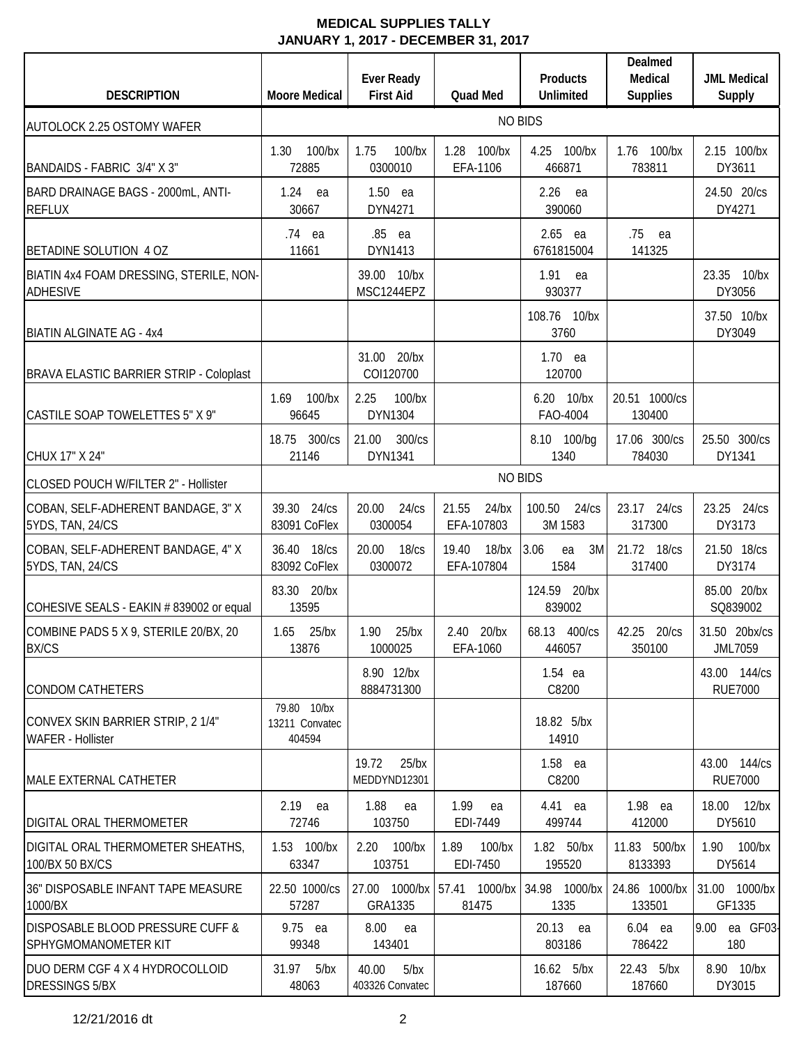# MEDICAL SUPPLIES TALLY
## JANUARY 1, 2017 - DECEMBER 31, 2017

| DESCRIPTION | Moore Medical | Ever Ready First Aid | Quad Med | Products Unlimited | Dealmed Medical Supplies | JML Medical Supply |
|---|---|---|---|---|---|---|
| AUTOLOCK 2.25 OSTOMY WAFER | NO BIDS | | | | | |
| BANDAIDS - FABRIC 3/4" X 3" | 1.30 100/bx 72885 | 1.75 100/bx 0300010 | 1.28 100/bx EFA-1106 | 4.25 100/bx 466871 | 1.76 100/bx 783811 | 2.15 100/bx DY3611 |
| BARD DRAINAGE BAGS - 2000mL, ANTI-REFLUX | 1.24 ea 30667 | 1.50 ea DYN4271 | | 2.26 ea 390060 | | 24.50 20/cs DY4271 |
| BETADINE SOLUTION 4 OZ | .74 ea 11661 | .85 ea DYN1413 | | 2.65 ea 6761815004 | .75 ea 141325 | |
| BIATIN 4x4 FOAM DRESSING, STERILE, NON-ADHESIVE | | 39.00 10/bx MSC1244EPZ | | 1.91 ea 930377 | | 23.35 10/bx DY3056 |
| BIATIN ALGINATE AG - 4x4 | | | | 108.76 10/bx 3760 | | 37.50 10/bx DY3049 |
| BRAVA ELASTIC BARRIER STRIP - Coloplast | | 31.00 20/bx COI120700 | | 1.70 ea 120700 | | |
| CASTILE SOAP TOWELETTES 5" X 9" | 1.69 100/bx 96645 | 2.25 100/bx DYN1304 | | 6.20 10/bx FAO-4004 | 20.51 1000/cs 130400 | |
| CHUX 17" X 24" | 18.75 300/cs 21146 | 21.00 300/cs DYN1341 | | 8.10 100/bg 1340 | 17.06 300/cs 784030 | 25.50 300/cs DY1341 |
| CLOSED POUCH W/FILTER 2" - Hollister | NO BIDS | | | | | |
| COBAN, SELF-ADHERENT BANDAGE, 3" X 5YDS, TAN, 24/CS | 39.30 24/cs 83091 CoFlex | 20.00 24/cs 0300054 | 21.55 24/bx EFA-107803 | 100.50 24/cs 3M 1583 | 23.17 24/cs 317300 | 23.25 24/cs DY3173 |
| COBAN, SELF-ADHERENT BANDAGE, 4" X 5YDS, TAN, 24/CS | 36.40 18/cs 83092 CoFlex | 20.00 18/cs 0300072 | 19.40 18/bx EFA-107804 | 3.06 ea 3M 1584 | 21.72 18/cs 317400 | 21.50 18/cs DY3174 |
| COHESIVE SEALS - EAKIN # 839002 or equal | 83.30 20/bx 13595 | | | 124.59 20/bx 839002 | | 85.00 20/bx SQ839002 |
| COMBINE PADS 5 X 9, STERILE 20/BX, 20 BX/CS | 1.65 25/bx 13876 | 1.90 25/bx 1000025 | 2.40 20/bx EFA-1060 | 68.13 400/cs 446057 | 42.25 20/cs 350100 | 31.50 20bx/cs JML7059 |
| CONDOM CATHETERS | | 8.90 12/bx 8884731300 | | 1.54 ea C8200 | | 43.00 144/cs RUE7000 |
| CONVEX SKIN BARRIER STRIP, 2 1/4" WAFER - Hollister | 79.80 10/bx 13211 Convatec 404594 | | | 18.82 5/bx 14910 | | |
| MALE EXTERNAL CATHETER | | 19.72 25/bx MEDDYND12301 | | 1.58 ea C8200 | | 43.00 144/cs RUE7000 |
| DIGITAL ORAL THERMOMETER | 2.19 ea 72746 | 1.88 ea 103750 | 1.99 ea EDI-7449 | 4.41 ea 499744 | 1.98 ea 412000 | 18.00 12/bx DY5610 |
| DIGITAL ORAL THERMOMETER SHEATHS, 100/BX 50 BX/CS | 1.53 100/bx 63347 | 2.20 100/bx 103751 | 1.89 100/bx EDI-7450 | 1.82 50/bx 195520 | 11.83 500/bx 8133393 | 1.90 100/bx DY5614 |
| 36" DISPOSABLE INFANT TAPE MEASURE 1000/BX | 22.50 1000/cs 57287 | 27.00 1000/bx GRA1335 | 57.41 1000/bx 81475 | 34.98 1000/bx 1335 | 24.86 1000/bx 133501 | 31.00 1000/bx GF1335 |
| DISPOSABLE BLOOD PRESSURE CUFF & SPHYGMOMANOMETER KIT | 9.75 ea 99348 | 8.00 ea 143401 | | 20.13 ea 803186 | 6.04 ea 786422 | 9.00 ea GF03-180 |
| DUO DERM CGF 4 X 4 HYDROCOLLOID DRESSINGS 5/BX | 31.97 5/bx 48063 | 40.00 5/bx 403326 Convatec | | 16.62 5/bx 187660 | 22.43 5/bx 187660 | 8.90 10/bx DY3015 |

12/21/2016 dt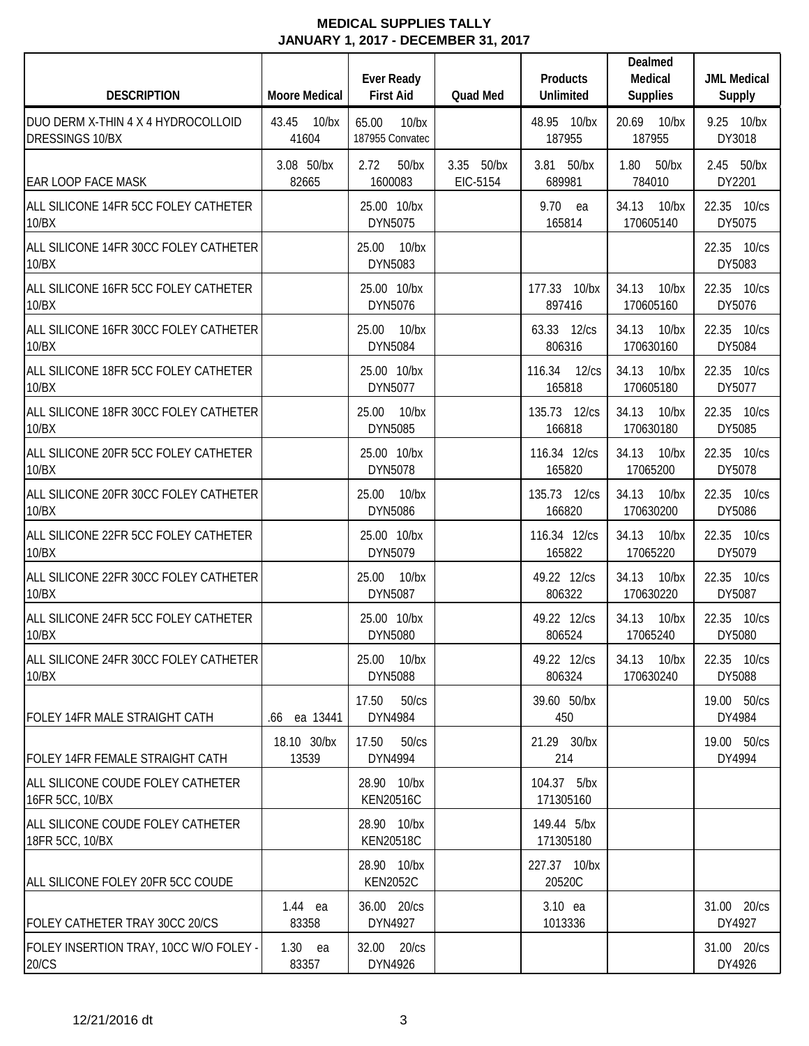**MEDICAL SUPPLIES TALLY**
**JANUARY 1, 2017 - DECEMBER 31, 2017**

| DESCRIPTION | Moore Medical | Ever Ready First Aid | Quad Med | Products Unlimited | Dealmed Medical Supplies | JML Medical Supply |
|---|---|---|---|---|---|---|
| DUO DERM X-THIN 4 X 4 HYDROCOLLOID DRESSINGS 10/BX | 43.45 10/bx 41604 | 65.00 10/bx 187955 Convatec | | 48.95 10/bx 187955 | 20.69 10/bx 187955 | 9.25 10/bx DY3018 |
| EAR LOOP FACE MASK | 3.08 50/bx 82665 | 2.72 50/bx 1600083 | 3.35 50/bx EIC-5154 | 3.81 50/bx 689981 | 1.80 50/bx 784010 | 2.45 50/bx DY2201 |
| ALL SILICONE 14FR 5CC FOLEY CATHETER 10/BX | | 25.00 10/bx DYN5075 | | 9.70 ea 165814 | 34.13 10/bx 170605140 | 22.35 10/cs DY5075 |
| ALL SILICONE 14FR 30CC FOLEY CATHETER 10/BX | | 25.00 10/bx DYN5083 | | | | 22.35 10/cs DY5083 |
| ALL SILICONE 16FR 5CC FOLEY CATHETER 10/BX | | 25.00 10/bx DYN5076 | | 177.33 10/bx 897416 | 34.13 10/bx 170605160 | 22.35 10/cs DY5076 |
| ALL SILICONE 16FR 30CC FOLEY CATHETER 10/BX | | 25.00 10/bx DYN5084 | | 63.33 12/cs 806316 | 34.13 10/bx 170630160 | 22.35 10/cs DY5084 |
| ALL SILICONE 18FR 5CC FOLEY CATHETER 10/BX | | 25.00 10/bx DYN5077 | | 116.34 12/cs 165818 | 34.13 10/bx 170605180 | 22.35 10/cs DY5077 |
| ALL SILICONE 18FR 30CC FOLEY CATHETER 10/BX | | 25.00 10/bx DYN5085 | | 135.73 12/cs 166818 | 34.13 10/bx 170630180 | 22.35 10/cs DY5085 |
| ALL SILICONE 20FR 5CC FOLEY CATHETER 10/BX | | 25.00 10/bx DYN5078 | | 116.34 12/cs 165820 | 34.13 10/bx 17065200 | 22.35 10/cs DY5078 |
| ALL SILICONE 20FR 30CC FOLEY CATHETER 10/BX | | 25.00 10/bx DYN5086 | | 135.73 12/cs 166820 | 34.13 10/bx 170630200 | 22.35 10/cs DY5086 |
| ALL SILICONE 22FR 5CC FOLEY CATHETER 10/BX | | 25.00 10/bx DYN5079 | | 116.34 12/cs 165822 | 34.13 10/bx 17065220 | 22.35 10/cs DY5079 |
| ALL SILICONE 22FR 30CC FOLEY CATHETER 10/BX | | 25.00 10/bx DYN5087 | | 49.22 12/cs 806322 | 34.13 10/bx 170630220 | 22.35 10/cs DY5087 |
| ALL SILICONE 24FR 5CC FOLEY CATHETER 10/BX | | 25.00 10/bx DYN5080 | | 49.22 12/cs 806524 | 34.13 10/bx 17065240 | 22.35 10/cs DY5080 |
| ALL SILICONE 24FR 30CC FOLEY CATHETER 10/BX | | 25.00 10/bx DYN5088 | | 49.22 12/cs 806324 | 34.13 10/bx 170630240 | 22.35 10/cs DY5088 |
| FOLEY 14FR MALE STRAIGHT CATH | .66 ea 13441 | 17.50 50/cs DYN4984 | | 39.60 50/bx 450 | | 19.00 50/cs DY4984 |
| FOLEY 14FR FEMALE STRAIGHT CATH | 18.10 30/bx 13539 | 17.50 50/cs DYN4994 | | 21.29 30/bx 214 | | 19.00 50/cs DY4994 |
| ALL SILICONE COUDE FOLEY CATHETER 16FR 5CC, 10/BX | | 28.90 10/bx KEN20516C | | 104.37 5/bx 171305160 | | |
| ALL SILICONE COUDE FOLEY CATHETER 18FR 5CC, 10/BX | | 28.90 10/bx KEN20518C | | 149.44 5/bx 171305180 | | |
| ALL SILICONE FOLEY 20FR 5CC COUDE | | 28.90 10/bx KEN2052C | | 227.37 10/bx 20520C | | |
| FOLEY CATHETER TRAY 30CC 20/CS | 1.44 ea 83358 | 36.00 20/cs DYN4927 | | 3.10 ea 1013336 | | 31.00 20/cs DY4927 |
| FOLEY INSERTION TRAY, 10CC W/O FOLEY - 20/CS | 1.30 ea 83357 | 32.00 20/cs DYN4926 | | | | 31.00 20/cs DY4926 |

12/21/2016 dt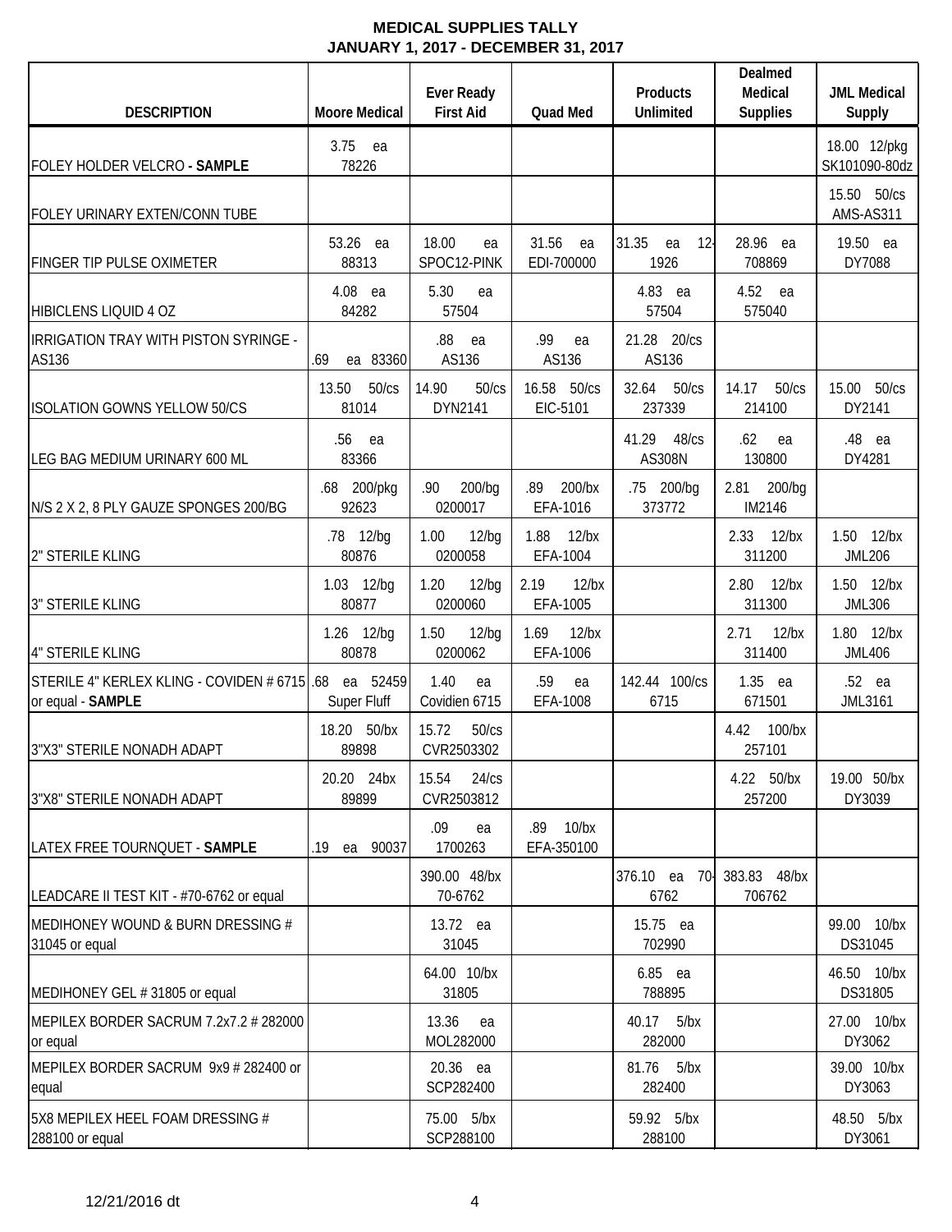**MEDICAL SUPPLIES TALLY**
**JANUARY 1, 2017 - DECEMBER 31, 2017**

| DESCRIPTION | Moore Medical | Ever Ready First Aid | Quad Med | Products Unlimited | Dealmed Medical Supplies | JML Medical Supply |
|---|---|---|---|---|---|---|
| FOLEY HOLDER VELCRO **- SAMPLE** | 3.75 ea 78226 | | | | | 18.00 12/pkg SK101090-80dz |
| FOLEY URINARY EXTEN/CONN TUBE | | | | | | 15.50 50/cs AMS-AS311 |
| FINGER TIP PULSE OXIMETER | 53.26 ea 88313 | 18.00 ea SPOC12-PINK | 31.56 ea EDI-700000 | 31.35 ea 12-1926 | 28.96 ea 708869 | 19.50 ea DY7088 |
| HIBICLENS LIQUID 4 OZ | 4.08 ea 84282 | 5.30 ea 57504 | | 4.83 ea 57504 | 4.52 ea 575040 | |
| IRRIGATION TRAY WITH PISTON SYRINGE - AS136 | .69 ea 83360 | .88 ea AS136 | .99 ea AS136 | 21.28 20/cs AS136 | | |
| ISOLATION GOWNS YELLOW 50/CS | 13.50 50/cs 81014 | 14.90 50/cs DYN2141 | 16.58 50/cs EIC-5101 | 32.64 50/cs 237339 | 14.17 50/cs 214100 | 15.00 50/cs DY2141 |
| LEG BAG MEDIUM URINARY 600 ML | .56 ea 83366 | | | 41.29 48/cs AS308N | .62 ea 130800 | .48 ea DY4281 |
| N/S 2 X 2, 8 PLY GAUZE SPONGES 200/BG | .68 200/pkg 92623 | .90 200/bg 0200017 | .89 200/bx EFA-1016 | .75 200/bg 373772 | 2.81 200/bg IM2146 | |
| 2" STERILE KLING | .78 12/bg 80876 | 1.00 12/bg 0200058 | 1.88 12/bx EFA-1004 | | 2.33 12/bx 311200 | 1.50 12/bx JML206 |
| 3" STERILE KLING | 1.03 12/bg 80877 | 1.20 12/bg 0200060 | 2.19 12/bx EFA-1005 | | 2.80 12/bx 311300 | 1.50 12/bx JML306 |
| 4" STERILE KLING | 1.26 12/bg 80878 | 1.50 12/bg 0200062 | 1.69 12/bx EFA-1006 | | 2.71 12/bx 311400 | 1.80 12/bx JML406 |
| STERILE 4" KERLEX KLING - COVIDEN # 6715 or equal - **SAMPLE** | .68 ea 52459 Super Fluff | 1.40 ea Covidien 6715 | .59 ea EFA-1008 | 142.44 100/cs 6715 | 1.35 ea 671501 | .52 ea JML3161 |
| 3"X3" STERILE NONADH ADAPT | 18.20 50/bx 89898 | 15.72 50/cs CVR2503302 | | | 4.42 100/bx 257101 | |
| 3"X8" STERILE NONADH ADAPT | 20.20 24bx 89899 | 15.54 24/cs CVR2503812 | | | 4.22 50/bx 257200 | 19.00 50/bx DY3039 |
| LATEX FREE TOURNQUET - **SAMPLE** | .19 ea 90037 | .09 ea 1700263 | .89 10/bx EFA-350100 | | | |
| LEADCARE II TEST KIT - #70-6762 or equal | | 390.00 48/bx 70-6762 | | 376.10 ea 70-6762 | 383.83 48/bx 706762 | |
| MEDIHONEY WOUND & BURN DRESSING # 31045 or equal | | 13.72 ea 31045 | | 15.75 ea 702990 | | 99.00 10/bx DS31045 |
| MEDIHONEY GEL # 31805 or equal | | 64.00 10/bx 31805 | | 6.85 ea 788895 | | 46.50 10/bx DS31805 |
| MEPILEX BORDER SACRUM 7.2x7.2 # 282000 or equal | | 13.36 ea MOL282000 | | 40.17 5/bx 282000 | | 27.00 10/bx DY3062 |
| MEPILEX BORDER SACRUM 9x9 # 282400 or equal | | 20.36 ea SCP282400 | | 81.76 5/bx 282400 | | 39.00 10/bx DY3063 |
| 5X8 MEPILEX HEEL FOAM DRESSING # 288100 or equal | | 75.00 5/bx SCP288100 | | 59.92 5/bx 288100 | | 48.50 5/bx DY3061 |

12/21/2016 dt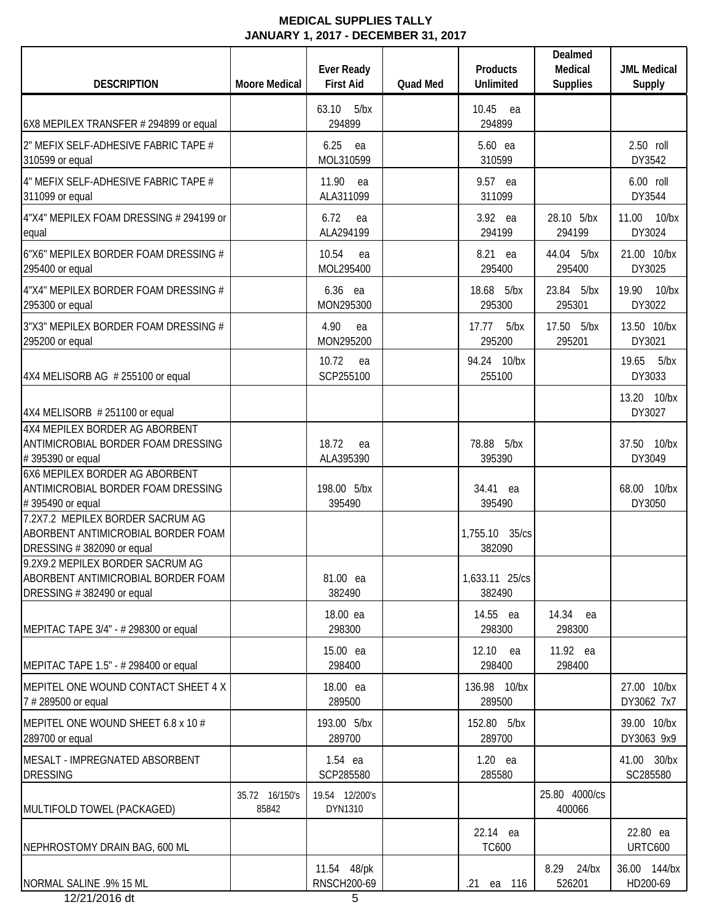# MEDICAL SUPPLIES TALLY
## JANUARY 1, 2017 - DECEMBER 31, 2017

| DESCRIPTION | Moore Medical | Ever Ready First Aid | Quad Med | Products Unlimited | Dealmed Medical Supplies | JML Medical Supply |
|---|---|---|---|---|---|---|
| 6X8 MEPILEX TRANSFER # 294899 or equal | | 63.10 5/bx 294899 | | 10.45 ea 294899 | | |
| 2" MEFIX SELF-ADHESIVE FABRIC TAPE # 310599 or equal | | 6.25 ea MOL310599 | | 5.60 ea 310599 | | 2.50 roll DY3542 |
| 4" MEFIX SELF-ADHESIVE FABRIC TAPE # 311099 or equal | | 11.90 ea ALA311099 | | 9.57 ea 311099 | | 6.00 roll DY3544 |
| 4"X4" MEPILEX FOAM DRESSING # 294199 or equal | | 6.72 ea ALA294199 | | 3.92 ea 294199 | 28.10 5/bx 294199 | 11.00 10/bx DY3024 |
| 6"X6" MEPILEX BORDER FOAM DRESSING # 295400 or equal | | 10.54 ea MOL295400 | | 8.21 ea 295400 | 44.04 5/bx 295400 | 21.00 10/bx DY3025 |
| 4"X4" MEPILEX BORDER FOAM DRESSING # 295300 or equal | | 6.36 ea MON295300 | | 18.68 5/bx 295300 | 23.84 5/bx 295301 | 19.90 10/bx DY3022 |
| 3"X3" MEPILEX BORDER FOAM DRESSING # 295200 or equal | | 4.90 ea MON295200 | | 17.77 5/bx 295200 | 17.50 5/bx 295201 | 13.50 10/bx DY3021 |
| 4X4 MELISORB AG # 255100 or equal | | 10.72 ea SCP255100 | | 94.24 10/bx 255100 | | 19.65 5/bx DY3033 |
| 4X4 MELISORB # 251100 or equal | | | | | | 13.20 10/bx DY3027 |
| 4X4 MEPILEX BORDER AG ABORBENT ANTIMICROBIAL BORDER FOAM DRESSING # 395390 or equal | | 18.72 ea ALA395390 | | 78.88 5/bx 395390 | | 37.50 10/bx DY3049 |
| 6X6 MEPILEX BORDER AG ABORBENT ANTIMICROBIAL BORDER FOAM DRESSING # 395490 or equal | | 198.00 5/bx 395490 | | 34.41 ea 395490 | | 68.00 10/bx DY3050 |
| 7.2X7.2 MEPILEX BORDER SACRUM AG ABORBENT ANTIMICROBIAL BORDER FOAM DRESSING # 382090 or equal | | | | 1,755.10 35/cs 382090 | | |
| 9.2X9.2 MEPILEX BORDER SACRUM AG ABORBENT ANTIMICROBIAL BORDER FOAM DRESSING # 382490 or equal | | 81.00 ea 382490 | | 1,633.11 25/cs 382490 | | |
| MEPITAC TAPE 3/4" - # 298300 or equal | | 18.00 ea 298300 | | 14.55 ea 298300 | 14.34 ea 298300 | |
| MEPITAC TAPE 1.5" - # 298400 or equal | | 15.00 ea 298400 | | 12.10 ea 298400 | 11.92 ea 298400 | |
| MEPITEL ONE WOUND CONTACT SHEET 4 X 7 # 289500 or equal | | 18.00 ea 289500 | | 136.98 10/bx 289500 | | 27.00 10/bx DY3062 7x7 |
| MEPITEL ONE WOUND SHEET 6.8 x 10 # 289700 or equal | | 193.00 5/bx 289700 | | 152.80 5/bx 289700 | | 39.00 10/bx DY3063 9x9 |
| MESALT - IMPREGNATED ABSORBENT DRESSING | | 1.54 ea SCP285580 | | 1.20 ea 285580 | | 41.00 30/bx SC285580 |
| MULTIFOLD TOWEL (PACKAGED) | 35.72 16/150's 85842 | 19.54 12/200's DYN1310 | | | 25.80 4000/cs 400066 | |
| NEPHROSTOMY DRAIN BAG, 600 ML | | | | 22.14 ea TC600 | | 22.80 ea URTC600 |
| NORMAL SALINE .9% 15 ML | | 11.54 48/pk RNSCH200-69 | | .21 ea 116 | 8.29 24/bx 526201 | 36.00 144/bx HD200-69 |

12/21/2016 dt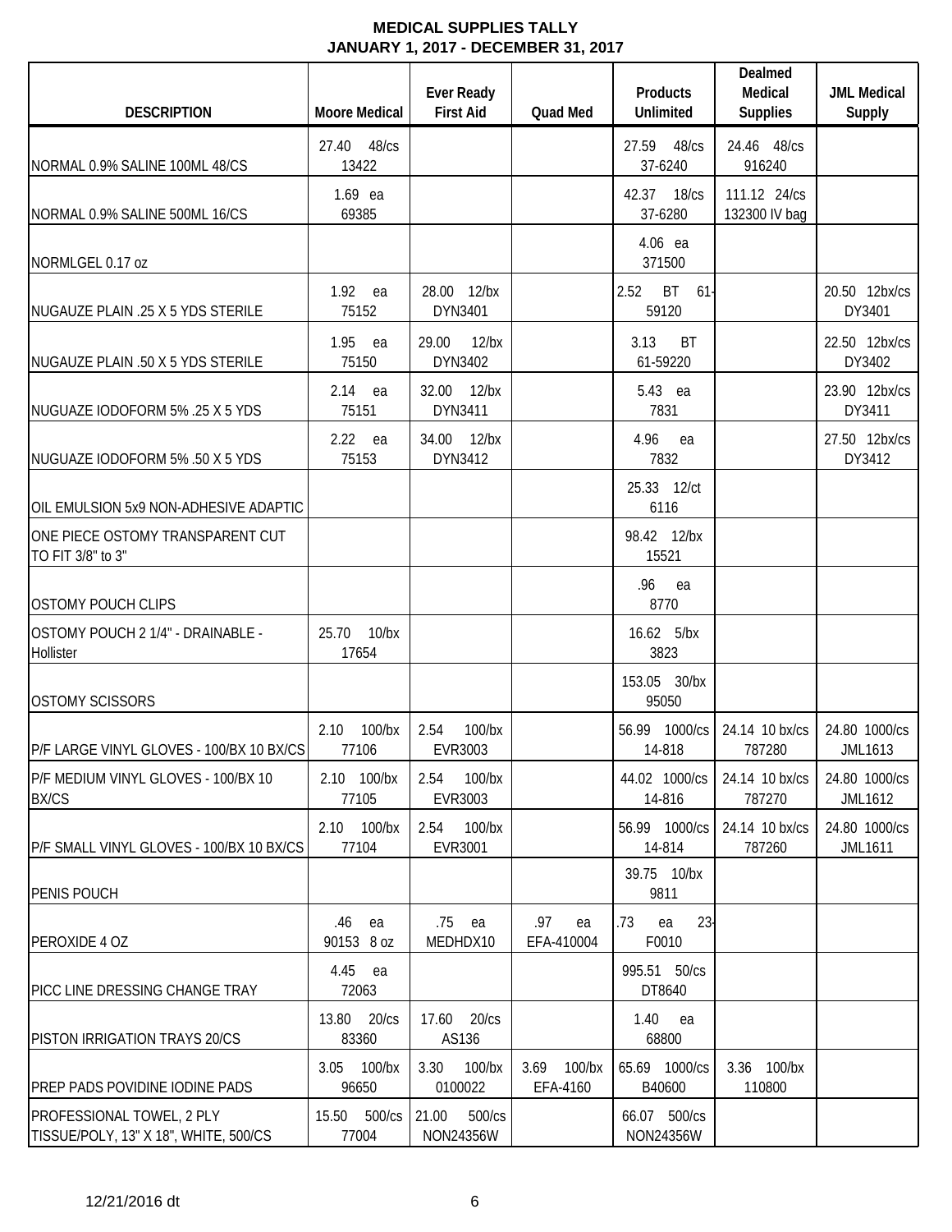**MEDICAL SUPPLIES TALLY**
**JANUARY 1, 2017 - DECEMBER 31, 2017**

| DESCRIPTION | Moore Medical | Ever Ready First Aid | Quad Med | Products Unlimited | Dealmed Medical Supplies | JML Medical Supply |
|---|---|---|---|---|---|---|
| NORMAL 0.9% SALINE 100ML 48/CS | 27.40 48/cs 13422 | | | 27.59 48/cs 37-6240 | 24.46 48/cs 916240 | |
| NORMAL 0.9% SALINE 500ML 16/CS | 1.69 ea 69385 | | | 42.37 18/cs 37-6280 | 111.12 24/cs 132300 IV bag | |
| NORMLGEL 0.17 oz | | | | 4.06 ea 371500 | | |
| NUGAUZE PLAIN .25 X 5 YDS STERILE | 1.92 ea 75152 | 28.00 12/bx DYN3401 | | 2.52 BT 61-59120 | | 20.50 12bx/cs DY3401 |
| NUGAUZE PLAIN .50 X 5 YDS STERILE | 1.95 ea 75150 | 29.00 12/bx DYN3402 | | 3.13 BT 61-59220 | | 22.50 12bx/cs DY3402 |
| NUGUAZE IODOFORM 5% .25 X 5 YDS | 2.14 ea 75151 | 32.00 12/bx DYN3411 | | 5.43 ea 7831 | | 23.90 12bx/cs DY3411 |
| NUGUAZE IODOFORM 5% .50 X 5 YDS | 2.22 ea 75153 | 34.00 12/bx DYN3412 | | 4.96 ea 7832 | | 27.50 12bx/cs DY3412 |
| OIL EMULSION 5x9 NON-ADHESIVE ADAPTIC | | | | 25.33 12/ct 6116 | | |
| ONE PIECE OSTOMY TRANSPARENT CUT TO FIT 3/8" to 3" | | | | 98.42 12/bx 15521 | | |
| OSTOMY POUCH CLIPS | | | | .96 ea 8770 | | |
| OSTOMY POUCH 2 1/4" - DRAINABLE - Hollister | 25.70 10/bx 17654 | | | 16.62 5/bx 3823 | | |
| OSTOMY SCISSORS | | | | 153.05 30/bx 95050 | | |
| P/F LARGE VINYL GLOVES - 100/BX 10 BX/CS | 2.10 100/bx 77106 | 2.54 100/bx EVR3003 | | 56.99 1000/cs 14-818 | 24.14 10 bx/cs 787280 | 24.80 1000/cs JML1613 |
| P/F MEDIUM VINYL GLOVES - 100/BX 10 BX/CS | 2.10 100/bx 77105 | 2.54 100/bx EVR3003 | | 44.02 1000/cs 14-816 | 24.14 10 bx/cs 787270 | 24.80 1000/cs JML1612 |
| P/F SMALL VINYL GLOVES - 100/BX 10 BX/CS | 2.10 100/bx 77104 | 2.54 100/bx EVR3001 | | 56.99 1000/cs 14-814 | 24.14 10 bx/cs 787260 | 24.80 1000/cs JML1611 |
| PENIS POUCH | | | | 39.75 10/bx 9811 | | |
| PEROXIDE 4 OZ | .46 ea 90153 8 oz | .75 ea MEDHDX10 | .97 ea EFA-410004 | .73 ea 23-F0010 | | |
| PICC LINE DRESSING CHANGE TRAY | 4.45 ea 72063 | | | 995.51 50/cs DT8640 | | |
| PISTON IRRIGATION TRAYS 20/CS | 13.80 20/cs 83360 | 17.60 20/cs AS136 | | 1.40 ea 68800 | | |
| PREP PADS POVIDINE IODINE PADS | 3.05 100/bx 96650 | 3.30 100/bx 0100022 | 3.69 100/bx EFA-4160 | 65.69 1000/cs B40600 | 3.36 100/bx 110800 | |
| PROFESSIONAL TOWEL, 2 PLY TISSUE/POLY, 13" X 18", WHITE, 500/CS | 15.50 500/cs 77004 | 21.00 500/cs NON24356W | | 66.07 500/cs NON24356W | | |

12/21/2016 dt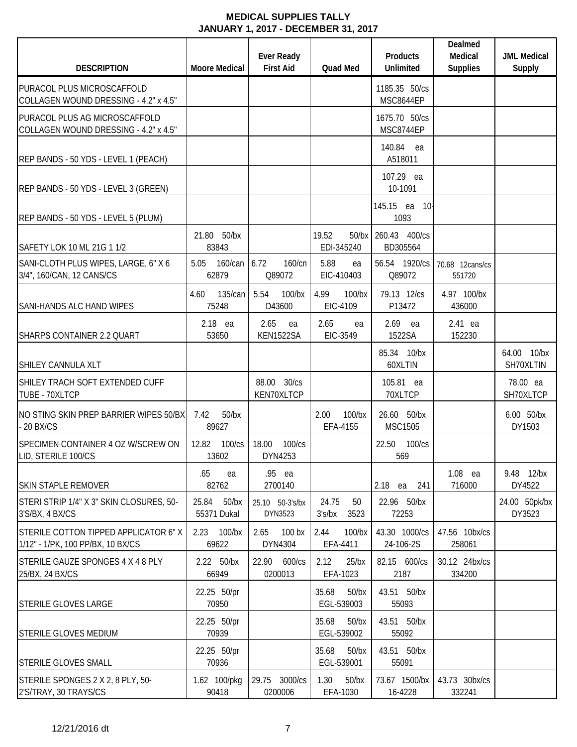# MEDICAL SUPPLIES TALLY
## JANUARY 1, 2017 - DECEMBER 31, 2017

| DESCRIPTION | Moore Medical | Ever Ready First Aid | Quad Med | Products Unlimited | Dealmed Medical Supplies | JML Medical Supply |
|---|---|---|---|---|---|---|
| PURACOL PLUS MICROSCAFFOLD COLLAGEN WOUND DRESSING - 4.2" x 4.5" | | | | 1185.35 50/cs MSC8644EP | | |
| PURACOL PLUS AG MICROSCAFFOLD COLLAGEN WOUND DRESSING - 4.2" x 4.5" | | | | 1675.70 50/cs MSC8744EP | | |
| REP BANDS - 50 YDS - LEVEL 1 (PEACH) | | | | 140.84 ea A518011 | | |
| REP BANDS - 50 YDS - LEVEL 3 (GREEN) | | | | 107.29 ea 10-1091 | | |
| REP BANDS - 50 YDS - LEVEL 5 (PLUM) | | | | 145.15 ea 10-1093 | | |
| SAFETY LOK 10 ML 21G 1 1/2 | 21.80 50/bx 83843 | | 19.52 50/bx EDI-345240 | 260.43 400/cs BD305564 | | |
| SANI-CLOTH PLUS WIPES, LARGE, 6" X 6 3/4", 160/CAN, 12 CANS/CS | 5.05 160/can 62879 | 6.72 160/cn Q89072 | 5.88 ea EIC-410403 | 56.54 1920/cs Q89072 | 70.68 12cans/cs 551720 | |
| SANI-HANDS ALC HAND WIPES | 4.60 135/can 75248 | 5.54 100/bx D43600 | 4.99 100/bx EIC-4109 | 79.13 12/cs P13472 | 4.97 100/bx 436000 | |
| SHARPS CONTAINER 2.2 QUART | 2.18 ea 53650 | 2.65 ea KEN1522SA | 2.65 ea EIC-3549 | 2.69 ea 1522SA | 2.41 ea 152230 | |
| SHILEY CANNULA XLT | | | | 85.34 10/bx 60XLTIN | | 64.00 10/bx SH70XLTIN |
| SHILEY TRACH SOFT EXTENDED CUFF TUBE - 70XLTCP | | 88.00 30/cs KEN70XLTCP | | 105.81 ea 70XLTCP | | 78.00 ea SH70XLTCP |
| NO STING SKIN PREP BARRIER WIPES 50/BX - 20 BX/CS | 7.42 50/bx 89627 | | 2.00 100/bx EFA-4155 | 26.60 50/bx MSC1505 | | 6.00 50/bx DY1503 |
| SPECIMEN CONTAINER 4 OZ W/SCREW ON LID, STERILE 100/CS | 12.82 100/cs 13602 | 18.00 100/cs DYN4253 | | 22.50 100/cs 569 | | |
| SKIN STAPLE REMOVER | .65 ea 82762 | .95 ea 2700140 | | 2.18 ea 241 | 1.08 ea 716000 | 9.48 12/bx DY4522 |
| STERI STRIP 1/4" X 3" SKIN CLOSURES, 50-3'S/BX, 4 BX/CS | 25.84 50/bx 55371 Dukal | 25.10 50-3's/bx DYN3523 | 24.75 50 3's/bx 3523 | 22.96 50/bx 72253 | | 24.00 50pk/bx DY3523 |
| STERILE COTTON TIPPED APPLICATOR 6" X 1/12" - 1/PK, 100 PP/BX, 10 BX/CS | 2.23 100/bx 69622 | 2.65 100 bx DYN4304 | 2.44 100/bx EFA-4411 | 43.30 1000/cs 24-106-2S | 47.56 10bx/cs 258061 | |
| STERILE GAUZE SPONGES 4 X 4 8 PLY 25/BX, 24 BX/CS | 2.22 50/bx 66949 | 22.90 600/cs 0200013 | 2.12 25/bx EFA-1023 | 82.15 600/cs 2187 | 30.12 24bx/cs 334200 | |
| STERILE GLOVES LARGE | 22.25 50/pr 70950 | | 35.68 50/bx EGL-539003 | 43.51 50/bx 55093 | | |
| STERILE GLOVES MEDIUM | 22.25 50/pr 70939 | | 35.68 50/bx EGL-539002 | 43.51 50/bx 55092 | | |
| STERILE GLOVES SMALL | 22.25 50/pr 70936 | | 35.68 50/bx EGL-539001 | 43.51 50/bx 55091 | | |
| STERILE SPONGES 2 X 2, 8 PLY, 50-2'S/TRAY, 30 TRAYS/CS | 1.62 100/pkg 90418 | 29.75 3000/cs 0200006 | 1.30 50/bx EFA-1030 | 73.67 1500/bx 16-4228 | 43.73 30bx/cs 332241 | |

12/21/2016 dt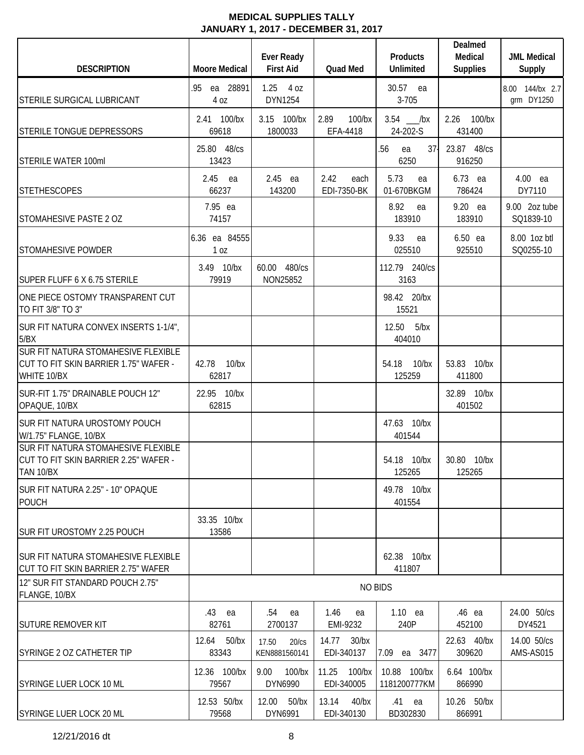**MEDICAL SUPPLIES TALLY**
**JANUARY 1, 2017 - DECEMBER 31, 2017**

| DESCRIPTION | Moore Medical | Ever Ready First Aid | Quad Med | Products Unlimited | Dealmed Medical Supplies | JML Medical Supply |
|---|---|---|---|---|---|---|
| STERILE SURGICAL LUBRICANT | .95 ea 28891 4 oz | 1.25 4 oz DYN1254 | | 30.57 ea 3-705 | | 8.00 144/bx 2.7 grm DY1250 |
| STERILE TONGUE DEPRESSORS | 2.41 100/bx 69618 | 3.15 100/bx 1800033 | 2.89 100/bx EFA-4418 | 3.54 ___/bx 24-202-S | 2.26 100/bx 431400 | |
| STERILE WATER 100ml | 25.80 48/cs 13423 | | | .56 ea 37-6250 | 23.87 48/cs 916250 | |
| STETHESCOPES | 2.45 ea 66237 | 2.45 ea 143200 | 2.42 each EDI-7350-BK | 5.73 ea 01-670BKGM | 6.73 ea 786424 | 4.00 ea DY7110 |
| STOMAHESIVE PASTE 2 OZ | 7.95 ea 74157 | | | 8.92 ea 183910 | 9.20 ea 183910 | 9.00 2oz tube SQ1839-10 |
| STOMAHESIVE POWDER | 6.36 ea 84555 1 oz | | | 9.33 ea 025510 | 6.50 ea 925510 | 8.00 1oz btl SQ0255-10 |
| SUPER FLUFF 6 X 6.75 STERILE | 3.49 10/bx 79919 | 60.00 480/cs NON25852 | | 112.79 240/cs 3163 | | |
| ONE PIECE OSTOMY TRANSPARENT CUT TO FIT 3/8" TO 3" | | | | 98.42 20/bx 15521 | | |
| SUR FIT NATURA CONVEX INSERTS 1-1/4", 5/BX | | | | 12.50 5/bx 404010 | | |
| SUR FIT NATURA STOMAHESIVE FLEXIBLE CUT TO FIT SKIN BARRIER 1.75" WAFER - WHITE 10/BX | 42.78 10/bx 62817 | | | 54.18 10/bx 125259 | 53.83 10/bx 411800 | |
| SUR-FIT 1.75" DRAINABLE POUCH 12" OPAQUE, 10/BX | 22.95 10/bx 62815 | | | | 32.89 10/bx 401502 | |
| SUR FIT NATURA UROSTOMY POUCH W/1.75" FLANGE, 10/BX | | | | 47.63 10/bx 401544 | | |
| SUR FIT NATURA STOMAHESIVE FLEXIBLE CUT TO FIT SKIN BARRIER 2.25" WAFER - TAN 10/BX | | | | 54.18 10/bx 125265 | 30.80 10/bx 125265 | |
| SUR FIT NATURA 2.25" - 10" OPAQUE POUCH | | | | 49.78 10/bx 401554 | | |
| SUR FIT UROSTOMY 2.25 POUCH | 33.35 10/bx 13586 | | | | | |
| SUR FIT NATURA STOMAHESIVE FLEXIBLE CUT TO FIT SKIN BARRIER 2.75" WAFER | | | | 62.38 10/bx 411807 | | |
| 12" SUR FIT STANDARD POUCH 2.75" FLANGE, 10/BX | NO BIDS | | | | | |
| SUTURE REMOVER KIT | .43 ea 82761 | .54 ea 2700137 | 1.46 ea EMI-9232 | 1.10 ea 240P | .46 ea 452100 | 24.00 50/cs DY4521 |
| SYRINGE 2 OZ CATHETER TIP | 12.64 50/bx 83343 | 17.50 20/cs KEN8881560141 | 14.77 30/bx EDI-340137 | 7.09 ea 3477 | 22.63 40/bx 309620 | 14.00 50/cs AMS-AS015 |
| SYRINGE LUER LOCK 10 ML | 12.36 100/bx 79567 | 9.00 100/bx DYN6990 | 11.25 100/bx EDI-340005 | 10.88 100/bx 1181200777KM | 6.64 100/bx 866990 | |
| SYRINGE LUER LOCK 20 ML | 12.53 50/bx 79568 | 12.00 50/bx DYN6991 | 13.14 40/bx EDI-340130 | .41 ea BD302830 | 10.26 50/bx 866991 | |

12/21/2016 dt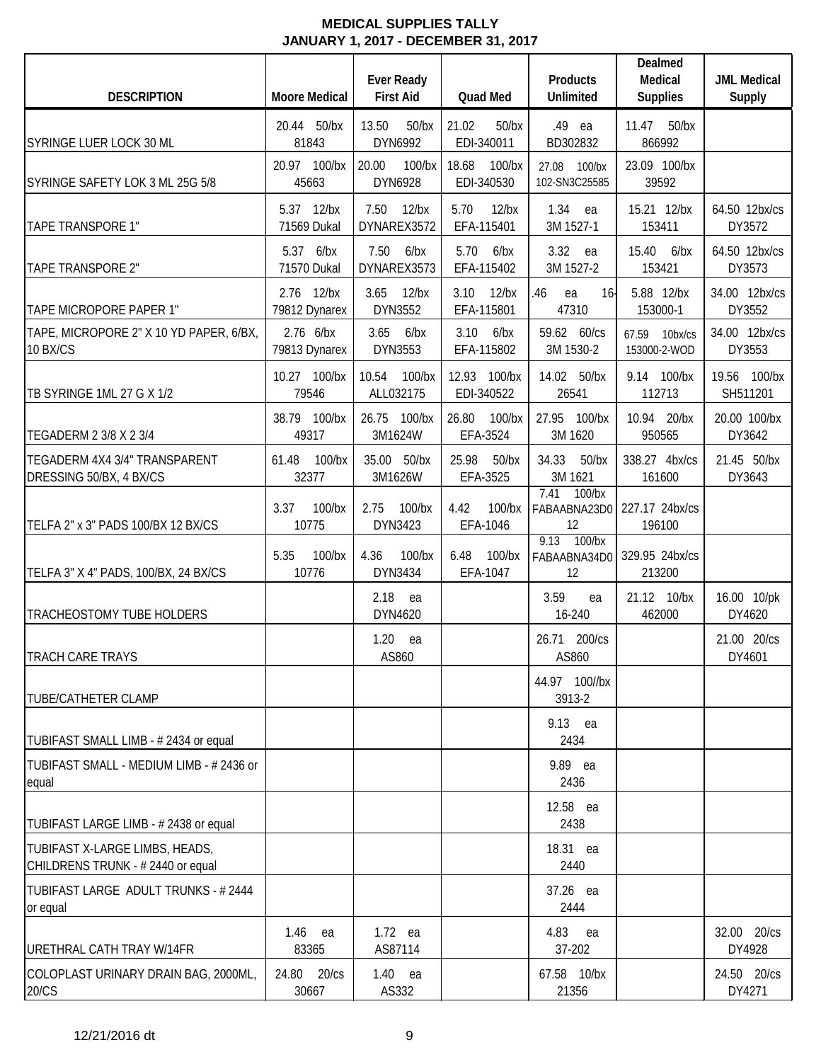**MEDICAL SUPPLIES TALLY**
**JANUARY 1, 2017 - DECEMBER 31, 2017**

| DESCRIPTION | Moore Medical | Ever Ready First Aid | Quad Med | Products Unlimited | Dealmed Medical Supplies | JML Medical Supply |
|---|---|---|---|---|---|---|
| SYRINGE LUER LOCK 30 ML | 20.44 50/bx 81843 | 13.50 50/bx DYN6992 | 21.02 50/bx EDI-340011 | .49 ea BD302832 | 11.47 50/bx 866992 | |
| SYRINGE SAFETY LOK 3 ML 25G 5/8 | 20.97 100/bx 45663 | 20.00 100/bx DYN6928 | 18.68 100/bx EDI-340530 | 27.08 100/bx 102-SN3C25585 | 23.09 100/bx 39592 | |
| TAPE TRANSPORE 1" | 5.37 12/bx 71569 Dukal | 7.50 12/bx DYNAREX3572 | 5.70 12/bx EFA-115401 | 1.34 ea 3M 1527-1 | 15.21 12/bx 153411 | 64.50 12bx/cs DY3572 |
| TAPE TRANSPORE 2" | 5.37 6/bx 71570 Dukal | 7.50 6/bx DYNAREX3573 | 5.70 6/bx EFA-115402 | 3.32 ea 3M 1527-2 | 15.40 6/bx 153421 | 64.50 12bx/cs DY3573 |
| TAPE MICROPORE PAPER 1" | 2.76 12/bx 79812 Dynarex | 3.65 12/bx DYN3552 | 3.10 12/bx EFA-115801 | .46 ea 16-47310 | 5.88 12/bx 153000-1 | 34.00 12bx/cs DY3552 |
| TAPE, MICROPORE 2" X 10 YD PAPER, 6/BX, 10 BX/CS | 2.76 6/bx 79813 Dynarex | 3.65 6/bx DYN3553 | 3.10 6/bx EFA-115802 | 59.62 60/cs 3M 1530-2 | 67.59 10bx/cs 153000-2-WOD | 34.00 12bx/cs DY3553 |
| TB SYRINGE 1ML 27 G X 1/2 | 10.27 100/bx 79546 | 10.54 100/bx ALL032175 | 12.93 100/bx EDI-340522 | 14.02 50/bx 26541 | 9.14 100/bx 112713 | 19.56 100/bx SH511201 |
| TEGADERM 2 3/8 X 2 3/4 | 38.79 100/bx 49317 | 26.75 100/bx 3M1624W | 26.80 100/bx EFA-3524 | 27.95 100/bx 3M 1620 | 10.94 20/bx 950565 | 20.00 100/bx DY3642 |
| TEGADERM 4X4 3/4" TRANSPARENT DRESSING 50/BX, 4 BX/CS | 61.48 100/bx 32377 | 35.00 50/bx 3M1626W | 25.98 50/bx EFA-3525 | 34.33 50/bx 3M 1621 | 338.27 4bx/cs 161600 | 21.45 50/bx DY3643 |
| TELFA 2" x 3" PADS 100/BX 12 BX/CS | 3.37 100/bx 10775 | 2.75 100/bx DYN3423 | 4.42 100/bx EFA-1046 | 7.41 100/bx FABAABNA23D012 | 227.17 24bx/cs 196100 | |
| TELFA 3" X 4" PADS, 100/BX, 24 BX/CS | 5.35 100/bx 10776 | 4.36 100/bx DYN3434 | 6.48 100/bx EFA-1047 | 9.13 100/bx FABAABNA34D012 | 329.95 24bx/cs 213200 | |
| TRACHEOSTOMY TUBE HOLDERS | | 2.18 ea DYN4620 | | 3.59 ea 16-240 | 21.12 10/bx 462000 | 16.00 10/pk DY4620 |
| TRACH CARE TRAYS | | 1.20 ea AS860 | | 26.71 200/cs AS860 | | 21.00 20/cs DY4601 |
| TUBE/CATHETER CLAMP | | | | 44.97 100//bx 3913-2 | | |
| TUBIFAST SMALL LIMB - # 2434 or equal | | | | 9.13 ea 2434 | | |
| TUBIFAST SMALL - MEDIUM LIMB - # 2436 or equal | | | | 9.89 ea 2436 | | |
| TUBIFAST LARGE LIMB - # 2438 or equal | | | | 12.58 ea 2438 | | |
| TUBIFAST X-LARGE LIMBS, HEADS, CHILDRENS TRUNK - # 2440 or equal | | | | 18.31 ea 2440 | | |
| TUBIFAST LARGE ADULT TRUNKS - # 2444 or equal | | | | 37.26 ea 2444 | | |
| URETHRAL CATH TRAY W/14FR | 1.46 ea 83365 | 1.72 ea AS87114 | | 4.83 ea 37-202 | | 32.00 20/cs DY4928 |
| COLOPLAST URINARY DRAIN BAG, 2000ML, 20/CS | 24.80 20/cs 30667 | 1.40 ea AS332 | | 67.58 10/bx 21356 | | 24.50 20/cs DY4271 |

12/21/2016 dt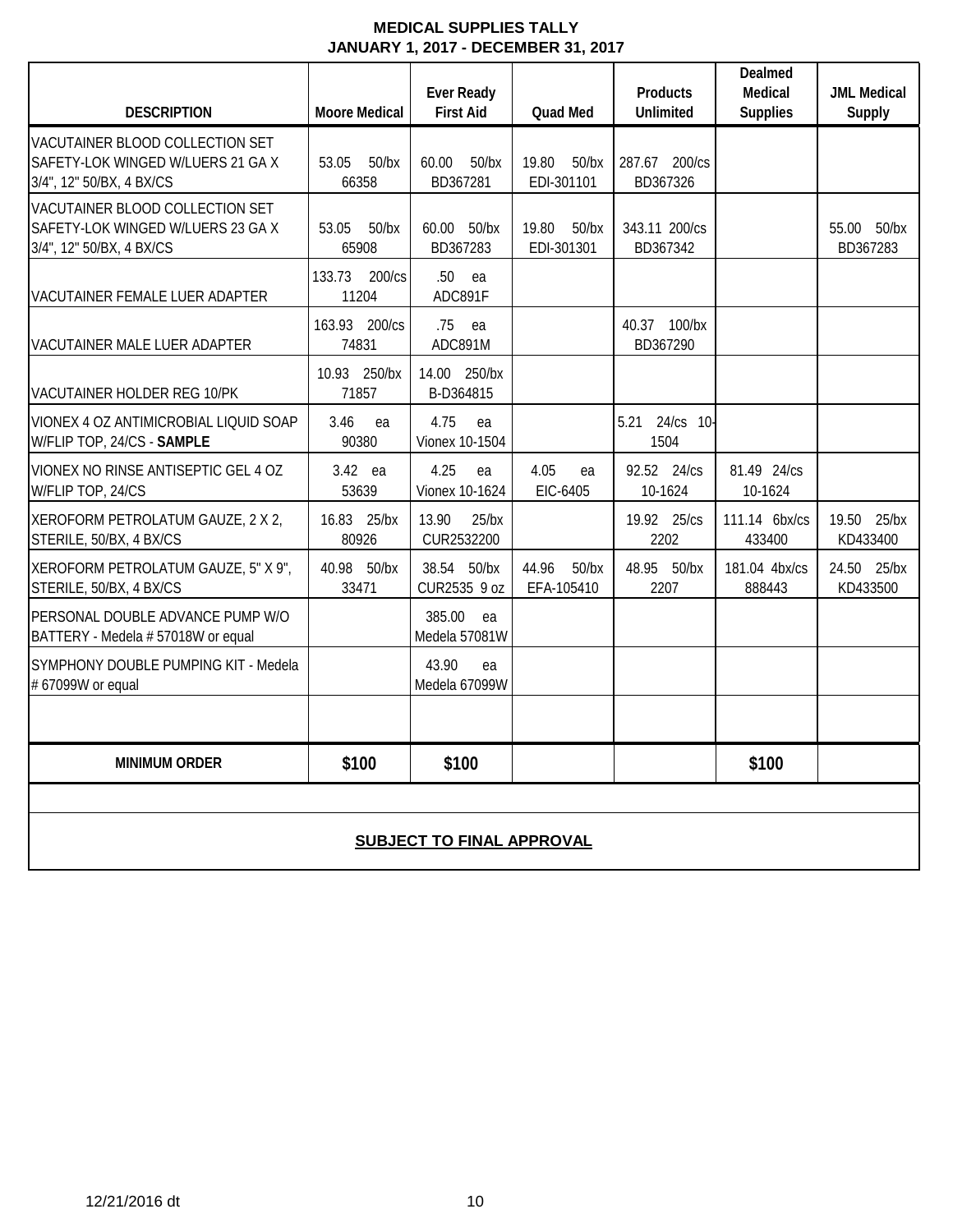# MEDICAL SUPPLIES TALLY
## JANUARY 1, 2017 - DECEMBER 31, 2017

| DESCRIPTION | Moore Medical | Ever Ready First Aid | Quad Med | Products Unlimited | Dealmed Medical Supplies | JML Medical Supply |
|---|---|---|---|---|---|---|
| VACUTAINER BLOOD COLLECTION SET SAFETY-LOK WINGED W/LUERS 21 GA X 3/4", 12" 50/BX, 4 BX/CS | 53.05 50/bx 66358 | 60.00 50/bx BD367281 | 19.80 50/bx EDI-301101 | 287.67 200/cs BD367326 | | |
| VACUTAINER BLOOD COLLECTION SET SAFETY-LOK WINGED W/LUERS 23 GA X 3/4", 12" 50/BX, 4 BX/CS | 53.05 50/bx 65908 | 60.00 50/bx BD367283 | 19.80 50/bx EDI-301301 | 343.11 200/cs BD367342 | | 55.00 50/bx BD367283 |
| VACUTAINER FEMALE LUER ADAPTER | 133.73 200/cs 11204 | .50 ea ADC891F | | | | |
| VACUTAINER MALE LUER ADAPTER | 163.93 200/cs 74831 | .75 ea ADC891M | | 40.37 100/bx BD367290 | | |
| VACUTAINER HOLDER REG 10/PK | 10.93 250/bx 71857 | 14.00 250/bx B-D364815 | | | | |
| VIONEX 4 OZ ANTIMICROBIAL LIQUID SOAP W/FLIP TOP, 24/CS - **SAMPLE** | 3.46 ea 90380 | 4.75 ea Vionex 10-1504 | | 5.21 24/cs 10-1504 | | |
| VIONEX NO RINSE ANTISEPTIC GEL 4 OZ W/FLIP TOP, 24/CS | 3.42 ea 53639 | 4.25 ea Vionex 10-1624 | 4.05 ea EIC-6405 | 92.52 24/cs 10-1624 | 81.49 24/cs 10-1624 | |
| XEROFORM PETROLATUM GAUZE, 2 X 2, STERILE, 50/BX, 4 BX/CS | 16.83 25/bx 80926 | 13.90 25/bx CUR2532200 | | 19.92 25/cs 2202 | 111.14 6bx/cs 433400 | 19.50 25/bx KD433400 |
| XEROFORM PETROLATUM GAUZE, 5" X 9", STERILE, 50/BX, 4 BX/CS | 40.98 50/bx 33471 | 38.54 50/bx CUR2535 9 oz | 44.96 50/bx EFA-105410 | 48.95 50/bx 2207 | 181.04 4bx/cs 888443 | 24.50 25/bx KD433500 |
| PERSONAL DOUBLE ADVANCE PUMP W/O BATTERY - Medela # 57018W or equal | | 385.00 ea Medela 57081W | | | | |
| SYMPHONY DOUBLE PUMPING KIT - Medela # 67099W or equal | | 43.90 ea Medela 67099W | | | | |
| | | | | | | |
| **MINIMUM ORDER** | **$100** | **$100** | | | **$100** | |

**SUBJECT TO FINAL APPROVAL**

12/21/2016 dt